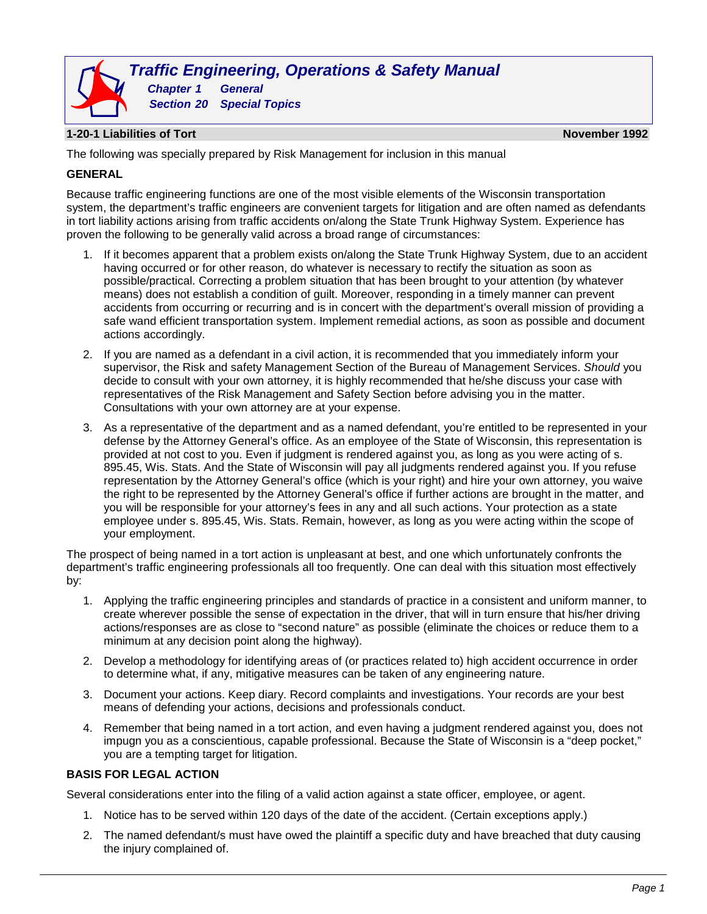# Traffic Engineering, Operations & Safety Manual

**Chapter 1 General**

**Section 20 Special Topics**

## 1-20-1 Liabilities of Tort

**November 1992**

The following was specially prepared by Risk Management for inclusion in this manual

### GENERAL

Because traffic engineering functions are one of the most visible elements of the Wisconsin transportation system, the department's traffic engineers are convenient targets for litigation and are often named as defendants in tort liability actions arising from traffic accidents on/along the State Trunk Highway System. Experience has proven the following to be generally valid across a broad range of circumstances:

1. If it becomes apparent that a problem exists on/along the State Trunk Highway System, due to an accident having occurred or for other reason, do whatever is necessary to rectify the situation as soon as possible/practical. Correcting a problem situation that has been brought to your attention (by whatever means) does not establish a condition of guilt. Moreover, responding in a timely manner can prevent accidents from occurring or recurring and is in concert with the department's overall mission of providing a safe wand efficient transportation system. Implement remedial actions, as soon as possible and document actions accordingly.

2. If you are named as a defendant in a civil action, it is recommended that you immediately inform your supervisor, the Risk and safety Management Section of the Bureau of Management Services. *Should* you decide to consult with your own attorney, it is highly recommended that he/she discuss your case with representatives of the Risk Management and Safety Section before advising you in the matter. Consultations with your own attorney are at your expense.

3. As a representative of the department and as a named defendant, you're entitled to be represented in your defense by the Attorney General's office. As an employee of the State of Wisconsin, this representation is provided at not cost to you. Even if judgment is rendered against you, as long as you were acting of s. 895.45, Wis. Stats. And the State of Wisconsin will pay all judgments rendered against you. If you refuse representation by the Attorney General's office (which is your right) and hire your own attorney, you waive the right to be represented by the Attorney General's office if further actions are brought in the matter, and you will be responsible for your attorney's fees in any and all such actions. Your protection as a state employee under s. 895.45, Wis. Stats. Remain, however, as long as you were acting within the scope of your employment.

The prospect of being named in a tort action is unpleasant at best, and one which unfortunately confronts the department's traffic engineering professionals all too frequently. One can deal with this situation most effectively by:

1. Applying the traffic engineering principles and standards of practice in a consistent and uniform manner, to create wherever possible the sense of expectation in the driver, that will in turn ensure that his/her driving actions/responses are as close to "second nature" as possible (eliminate the choices or reduce them to a minimum at any decision point along the highway).

2. Develop a methodology for identifying areas of (or practices related to) high accident occurrence in order to determine what, if any, mitigative measures can be taken of any engineering nature.

3. Document your actions. Keep diary. Record complaints and investigations. Your records are your best means of defending your actions, decisions and professionals conduct.

4. Remember that being named in a tort action, and even having a judgment rendered against you, does not impugn you as a conscientious, capable professional. Because the State of Wisconsin is a "deep pocket," you are a tempting target for litigation.

### BASIS FOR LEGAL ACTION

Several considerations enter into the filing of a valid action against a state officer, employee, or agent.

1. Notice has to be served within 120 days of the date of the accident. (Certain exceptions apply.)

2. The named defendant/s must have owed the plaintiff a specific duty and have breached that duty causing the injury complained of.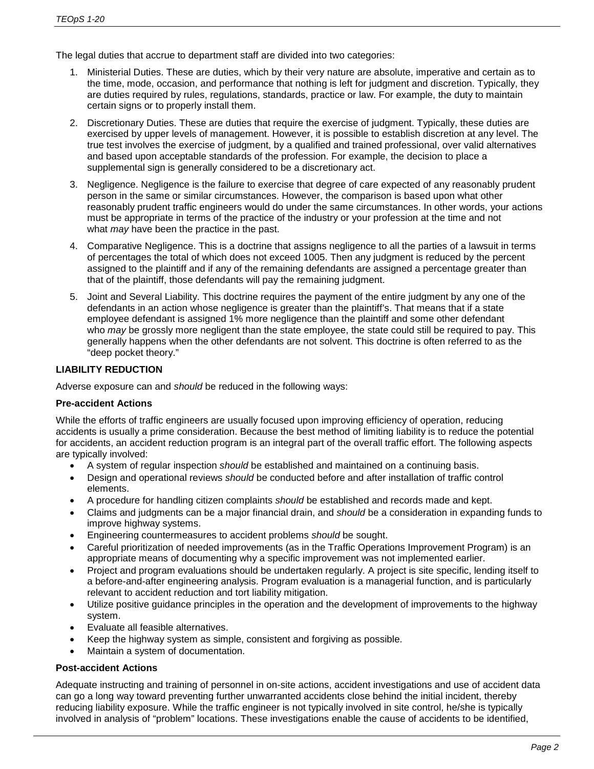The legal duties that accrue to department staff are divided into two categories:

1. Ministerial Duties. These are duties, which by their very nature are absolute, imperative and certain as to the time, mode, occasion, and performance that nothing is left for judgment and discretion. Typically, they are duties required by rules, regulations, standards, practice or law. For example, the duty to maintain certain signs or to properly install them.
2. Discretionary Duties. These are duties that require the exercise of judgment. Typically, these duties are exercised by upper levels of management. However, it is possible to establish discretion at any level. The true test involves the exercise of judgment, by a qualified and trained professional, over valid alternatives and based upon acceptable standards of the profession. For example, the decision to place a supplemental sign is generally considered to be a discretionary act.
3. Negligence. Negligence is the failure to exercise that degree of care expected of any reasonably prudent person in the same or similar circumstances. However, the comparison is based upon what other reasonably prudent traffic engineers would do under the same circumstances. In other words, your actions must be appropriate in terms of the practice of the industry or your profession at the time and not what *may* have been the practice in the past.
4. Comparative Negligence. This is a doctrine that assigns negligence to all the parties of a lawsuit in terms of percentages the total of which does not exceed 1005. Then any judgment is reduced by the percent assigned to the plaintiff and if any of the remaining defendants are assigned a percentage greater than that of the plaintiff, those defendants will pay the remaining judgment.
5. Joint and Several Liability. This doctrine requires the payment of the entire judgment by any one of the defendants in an action whose negligence is greater than the plaintiff's. That means that if a state employee defendant is assigned 1% more negligence than the plaintiff and some other defendant who *may* be grossly more negligent than the state employee, the state could still be required to pay. This generally happens when the other defendants are not solvent. This doctrine is often referred to as the "deep pocket theory."

**LIABILITY REDUCTION**

Adverse exposure can and *should* be reduced in the following ways:

**Pre-accident Actions**

While the efforts of traffic engineers are usually focused upon improving efficiency of operation, reducing accidents is usually a prime consideration. Because the best method of limiting liability is to reduce the potential for accidents, an accident reduction program is an integral part of the overall traffic effort. The following aspects are typically involved:

- A system of regular inspection *should* be established and maintained on a continuing basis.
- Design and operational reviews *should* be conducted before and after installation of traffic control elements.
- A procedure for handling citizen complaints *should* be established and records made and kept.
- Claims and judgments can be a major financial drain, and *should* be a consideration in expanding funds to improve highway systems.
- Engineering countermeasures to accident problems *should* be sought.
- Careful prioritization of needed improvements (as in the Traffic Operations Improvement Program) is an appropriate means of documenting why a specific improvement was not implemented earlier.
- Project and program evaluations should be undertaken regularly. A project is site specific, lending itself to a before-and-after engineering analysis. Program evaluation is a managerial function, and is particularly relevant to accident reduction and tort liability mitigation.
- Utilize positive guidance principles in the operation and the development of improvements to the highway system.
- Evaluate all feasible alternatives.
- Keep the highway system as simple, consistent and forgiving as possible.
- Maintain a system of documentation.

**Post-accident Actions**

Adequate instructing and training of personnel in on-site actions, accident investigations and use of accident data can go a long way toward preventing further unwarranted accidents close behind the initial incident, thereby reducing liability exposure. While the traffic engineer is not typically involved in site control, he/she is typically involved in analysis of "problem" locations. These investigations enable the cause of accidents to be identified,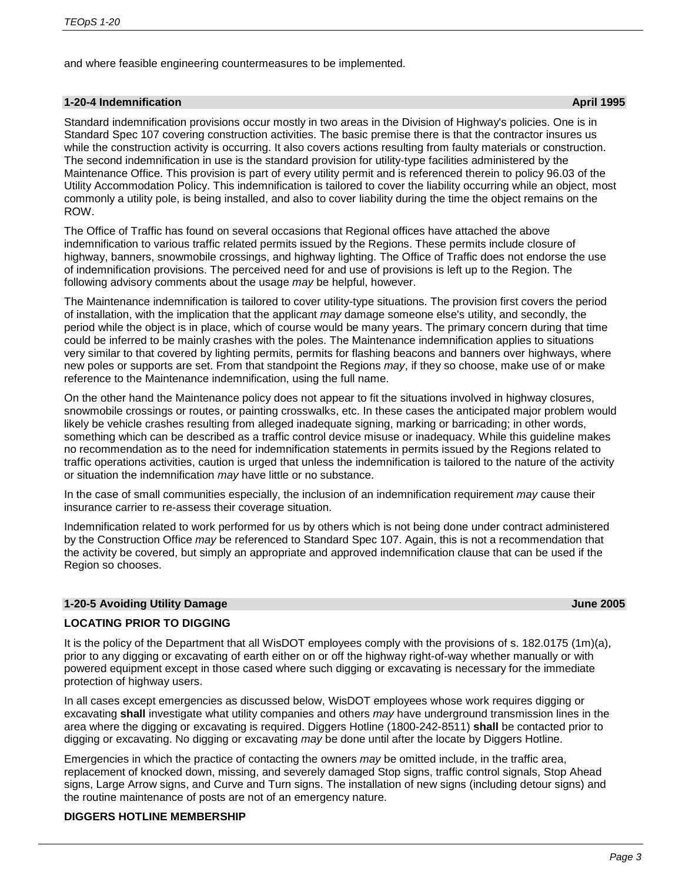and where feasible engineering countermeasures to be implemented.

## 1-20-4 Indemnification — April 1995

Standard indemnification provisions occur mostly in two areas in the Division of Highway's policies. One is in Standard Spec 107 covering construction activities. The basic premise there is that the contractor insures us while the construction activity is occurring. It also covers actions resulting from faulty materials or construction. The second indemnification in use is the standard provision for utility-type facilities administered by the Maintenance Office. This provision is part of every utility permit and is referenced therein to policy 96.03 of the Utility Accommodation Policy. This indemnification is tailored to cover the liability occurring while an object, most commonly a utility pole, is being installed, and also to cover liability during the time the object remains on the ROW.

The Office of Traffic has found on several occasions that Regional offices have attached the above indemnification to various traffic related permits issued by the Regions. These permits include closure of highway, banners, snowmobile crossings, and highway lighting. The Office of Traffic does not endorse the use of indemnification provisions. The perceived need for and use of provisions is left up to the Region. The following advisory comments about the usage *may* be helpful, however.

The Maintenance indemnification is tailored to cover utility-type situations. The provision first covers the period of installation, with the implication that the applicant *may* damage someone else's utility, and secondly, the period while the object is in place, which of course would be many years. The primary concern during that time could be inferred to be mainly crashes with the poles. The Maintenance indemnification applies to situations very similar to that covered by lighting permits, permits for flashing beacons and banners over highways, where new poles or supports are set. From that standpoint the Regions *may*, if they so choose, make use of or make reference to the Maintenance indemnification, using the full name.

On the other hand the Maintenance policy does not appear to fit the situations involved in highway closures, snowmobile crossings or routes, or painting crosswalks, etc. In these cases the anticipated major problem would likely be vehicle crashes resulting from alleged inadequate signing, marking or barricading; in other words, something which can be described as a traffic control device misuse or inadequacy. While this guideline makes no recommendation as to the need for indemnification statements in permits issued by the Regions related to traffic operations activities, caution is urged that unless the indemnification is tailored to the nature of the activity or situation the indemnification *may* have little or no substance.

In the case of small communities especially, the inclusion of an indemnification requirement *may* cause their insurance carrier to re-assess their coverage situation.

Indemnification related to work performed for us by others which is not being done under contract administered by the Construction Office *may* be referenced to Standard Spec 107. Again, this is not a recommendation that the activity be covered, but simply an appropriate and approved indemnification clause that can be used if the Region so chooses.

## 1-20-5 Avoiding Utility Damage — June 2005

### LOCATING PRIOR TO DIGGING

It is the policy of the Department that all WisDOT employees comply with the provisions of s. 182.0175 (1m)(a), prior to any digging or excavating of earth either on or off the highway right-of-way whether manually or with powered equipment except in those cased where such digging or excavating is necessary for the immediate protection of highway users.

In all cases except emergencies as discussed below, WisDOT employees whose work requires digging or excavating **shall** investigate what utility companies and others *may* have underground transmission lines in the area where the digging or excavating is required. Diggers Hotline (1800-242-8511) **shall** be contacted prior to digging or excavating. No digging or excavating *may* be done until after the locate by Diggers Hotline.

Emergencies in which the practice of contacting the owners *may* be omitted include, in the traffic area, replacement of knocked down, missing, and severely damaged Stop signs, traffic control signals, Stop Ahead signs, Large Arrow signs, and Curve and Turn signs. The installation of new signs (including detour signs) and the routine maintenance of posts are not of an emergency nature.

### DIGGERS HOTLINE MEMBERSHIP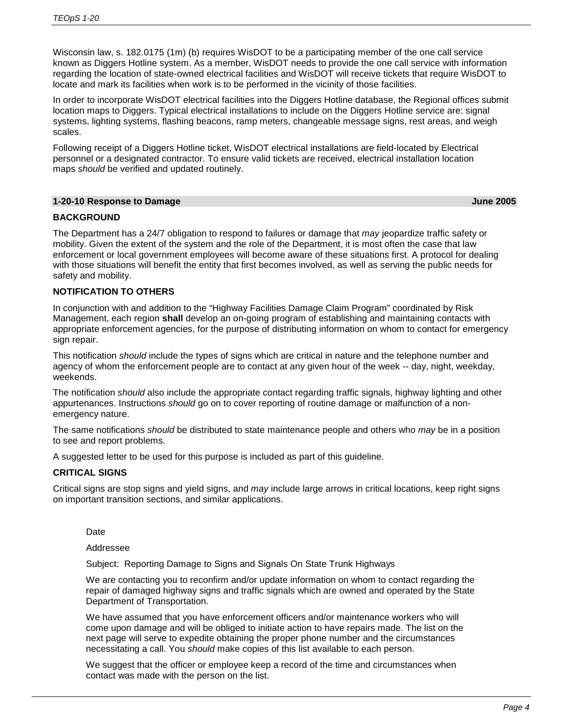Wisconsin law, s. 182.0175 (1m) (b) requires WisDOT to be a participating member of the one call service known as Diggers Hotline system. As a member, WisDOT needs to provide the one call service with information regarding the location of state-owned electrical facilities and WisDOT will receive tickets that require WisDOT to locate and mark its facilities when work is to be performed in the vicinity of those facilities.

In order to incorporate WisDOT electrical facilities into the Diggers Hotline database, the Regional offices submit location maps to Diggers. Typical electrical installations to include on the Diggers Hotline service are: signal systems, lighting systems, flashing beacons, ramp meters, changeable message signs, rest areas, and weigh scales.

Following receipt of a Diggers Hotline ticket, WisDOT electrical installations are field-located by Electrical personnel or a designated contractor. To ensure valid tickets are received, electrical installation location maps *should* be verified and updated routinely.

## 1-20-10 Response to Damage — June 2005

### BACKGROUND

The Department has a 24/7 obligation to respond to failures or damage that *may* jeopardize traffic safety or mobility. Given the extent of the system and the role of the Department, it is most often the case that law enforcement or local government employees will become aware of these situations first. A protocol for dealing with those situations will benefit the entity that first becomes involved, as well as serving the public needs for safety and mobility.

### NOTIFICATION TO OTHERS

In conjunction with and addition to the "Highway Facilities Damage Claim Program" coordinated by Risk Management, each region **shall** develop an on-going program of establishing and maintaining contacts with appropriate enforcement agencies, for the purpose of distributing information on whom to contact for emergency sign repair.

This notification *should* include the types of signs which are critical in nature and the telephone number and agency of whom the enforcement people are to contact at any given hour of the week -- day, night, weekday, weekends.

The notification *should* also include the appropriate contact regarding traffic signals, highway lighting and other appurtenances. Instructions *should* go on to cover reporting of routine damage or malfunction of a non-emergency nature.

The same notifications *should* be distributed to state maintenance people and others who *may* be in a position to see and report problems.

A suggested letter to be used for this purpose is included as part of this guideline.

### CRITICAL SIGNS

Critical signs are stop signs and yield signs, and *may* include large arrows in critical locations, keep right signs on important transition sections, and similar applications.

> Date
>
> Addressee
>
> Subject: Reporting Damage to Signs and Signals On State Trunk Highways
>
> We are contacting you to reconfirm and/or update information on whom to contact regarding the repair of damaged highway signs and traffic signals which are owned and operated by the State Department of Transportation.
>
> We have assumed that you have enforcement officers and/or maintenance workers who will come upon damage and will be obliged to initiate action to have repairs made. The list on the next page will serve to expedite obtaining the proper phone number and the circumstances necessitating a call. You *should* make copies of this list available to each person.
>
> We suggest that the officer or employee keep a record of the time and circumstances when contact was made with the person on the list.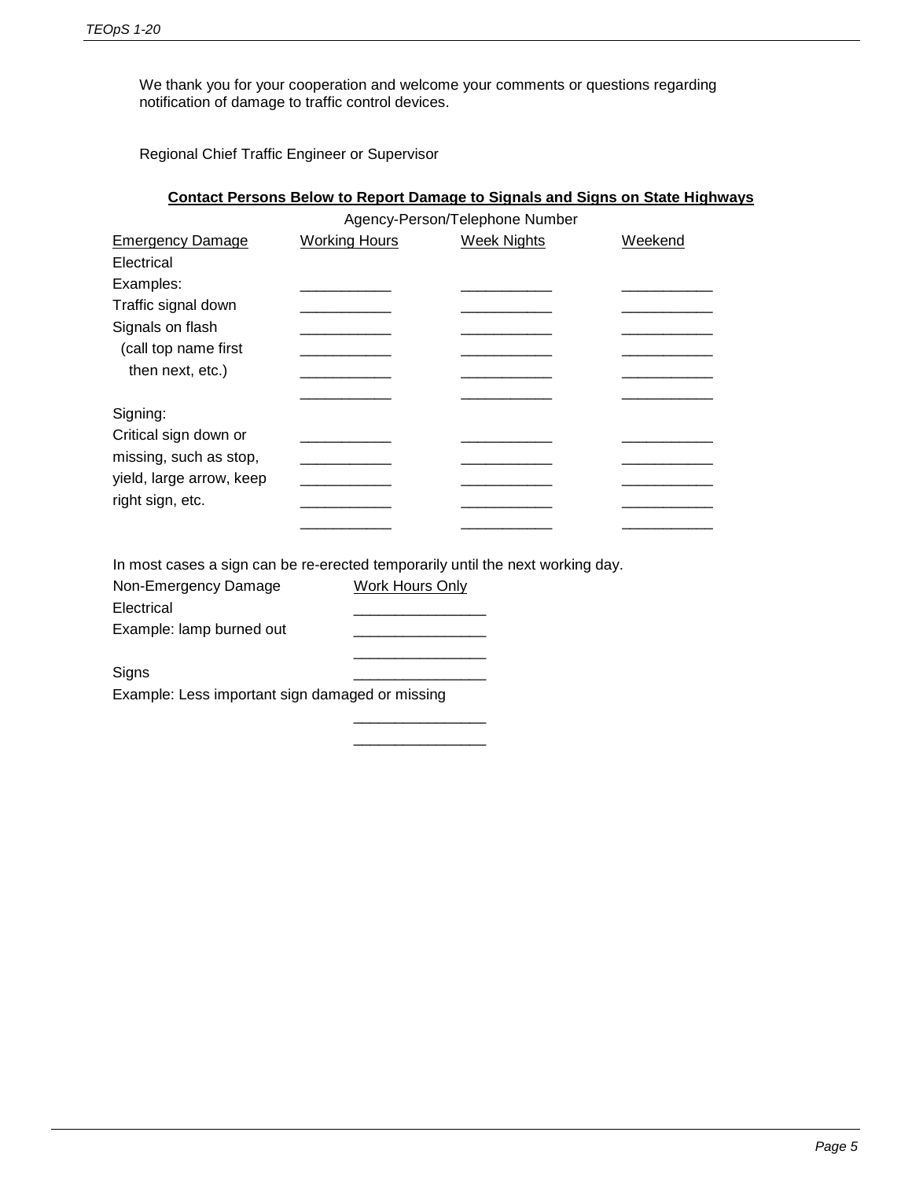We thank you for your cooperation and welcome your comments or questions regarding notification of damage to traffic control devices.

Regional Chief Traffic Engineer or Supervisor

**Contact Persons Below to Report Damage to Signals and Signs on State Highways**

| | Agency-Person/Telephone Number | | |
|---|---|---|---|
| Emergency Damage | Working Hours | Week Nights | Weekend |
| Electrical | | | |
| Examples: | ___________ | ___________ | ___________ |
| Traffic signal down | ___________ | ___________ | ___________ |
| Signals on flash | ___________ | ___________ | ___________ |
| (call top name first | ___________ | ___________ | ___________ |
| then next, etc.) | ___________ | ___________ | ___________ |
| | ___________ | ___________ | ___________ |
| Signing: | | | |
| Critical sign down or | ___________ | ___________ | ___________ |
| missing, such as stop, | ___________ | ___________ | ___________ |
| yield, large arrow, keep | ___________ | ___________ | ___________ |
| right sign, etc. | ___________ | ___________ | ___________ |
| | ___________ | ___________ | ___________ |

In most cases a sign can be re-erected temporarily until the next working day.

| Non-Emergency Damage | Work Hours Only |
|---|---|
| Electrical | ________________ |
| Example: lamp burned out | ________________ |
| | ________________ |
| Signs | ________________ |
| Example: Less important sign damaged or missing | |
| | ________________ |
| | ________________ |